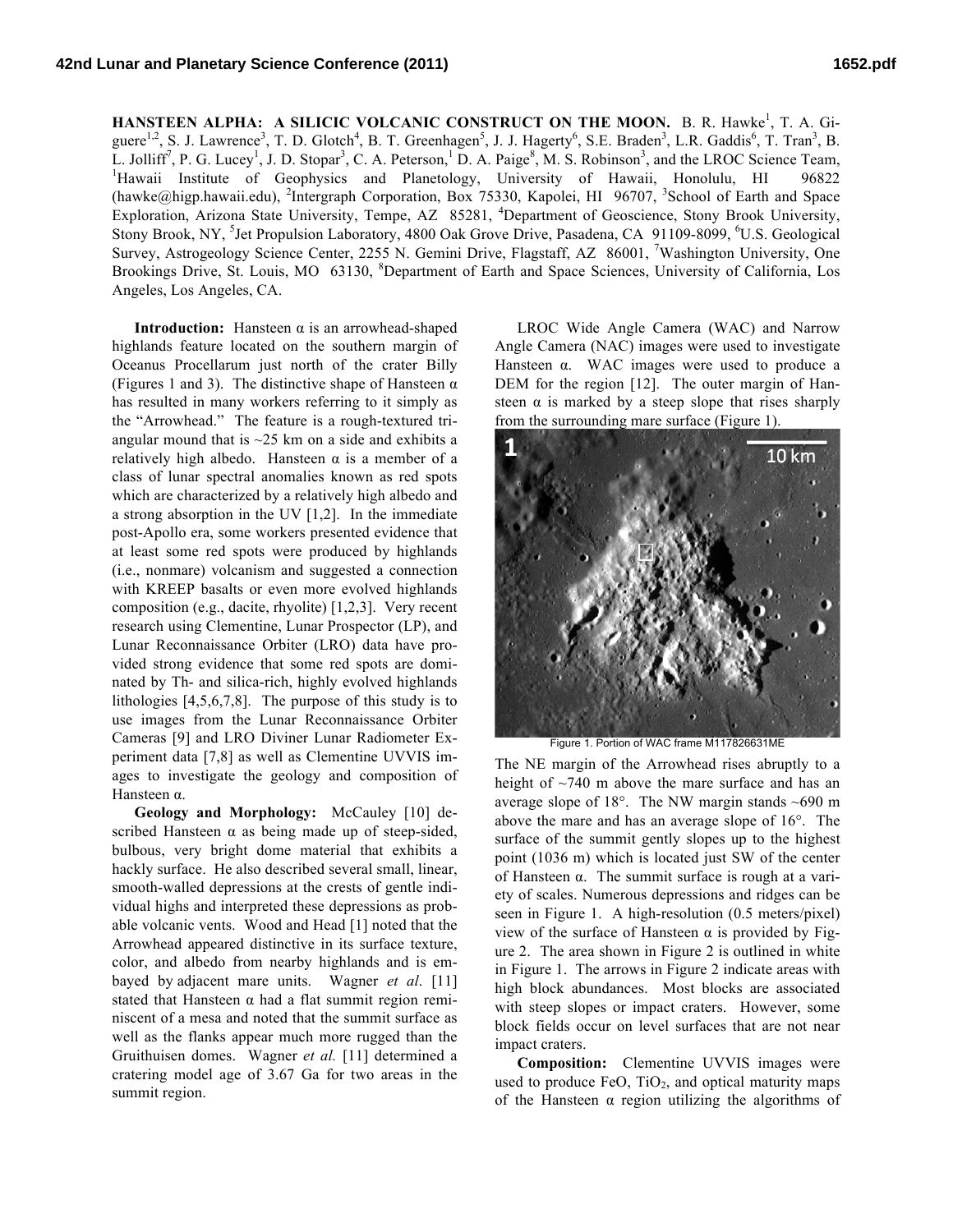# HANSTEEN ALPHA: A SILICIC VOLCANIC CONSTRUCT ON THE MOON.

B. R. Hawke[1], T. A. Giguere[1,2], S. J. Lawrence[3], T. D. Glotch[4], B. T. Greenhagen[5], J. J. Hagerty[6], S.E. Braden[3], L.R. Gaddis[6], T. Tran[3], B. L. Jolliff[7], P. G. Lucey[1], J. D. Stopar[3], C. A. Peterson,[1] D. A. Paige[8], M. S. Robinson[3], and the LROC Science Team, [1]Hawaii Institute of Geophysics and Planetology, University of Hawaii, Honolulu, HI 96822 (hawke@higp.hawaii.edu), [2]Intergraph Corporation, Box 75330, Kapolei, HI 96707, [3]School of Earth and Space Exploration, Arizona State University, Tempe, AZ 85281, [4]Department of Geoscience, Stony Brook University, Stony Brook, NY, [5]Jet Propulsion Laboratory, 4800 Oak Grove Drive, Pasadena, CA 91109-8099, [6]U.S. Geological Survey, Astrogeology Science Center, 2255 N. Gemini Drive, Flagstaff, AZ 86001, [7]Washington University, One Brookings Drive, St. Louis, MO 63130, [8]Department of Earth and Space Sciences, University of California, Los Angeles, Los Angeles, CA.

**Introduction:** Hansteen α is an arrowhead-shaped highlands feature located on the southern margin of Oceanus Procellarum just north of the crater Billy (Figures 1 and 3). The distinctive shape of Hansteen α has resulted in many workers referring to it simply as the "Arrowhead." The feature is a rough-textured triangular mound that is ~25 km on a side and exhibits a relatively high albedo. Hansteen α is a member of a class of lunar spectral anomalies known as red spots which are characterized by a relatively high albedo and a strong absorption in the UV [1,2]. In the immediate post-Apollo era, some workers presented evidence that at least some red spots were produced by highlands (i.e., nonmare) volcanism and suggested a connection with KREEP basalts or even more evolved highlands composition (e.g., dacite, rhyolite) [1,2,3]. Very recent research using Clementine, Lunar Prospector (LP), and Lunar Reconnaissance Orbiter (LRO) data have provided strong evidence that some red spots are dominated by Th- and silica-rich, highly evolved highlands lithologies [4,5,6,7,8]. The purpose of this study is to use images from the Lunar Reconnaissance Orbiter Cameras [9] and LRO Diviner Lunar Radiometer Experiment data [7,8] as well as Clementine UVVIS images to investigate the geology and composition of Hansteen α.

**Geology and Morphology:** McCauley [10] described Hansteen α as being made up of steep-sided, bulbous, very bright dome material that exhibits a hackly surface. He also described several small, linear, smooth-walled depressions at the crests of gentle individual highs and interpreted these depressions as probable volcanic vents. Wood and Head [1] noted that the Arrowhead appeared distinctive in its surface texture, color, and albedo from nearby highlands and is embayed by adjacent mare units. Wagner *et al*. [11] stated that Hansteen α had a flat summit region reminiscent of a mesa and noted that the summit surface as well as the flanks appear much more rugged than the Gruithuisen domes. Wagner *et al.* [11] determined a cratering model age of 3.67 Ga for two areas in the summit region.

LROC Wide Angle Camera (WAC) and Narrow Angle Camera (NAC) images were used to investigate Hansteen α. WAC images were used to produce a DEM for the region [12]. The outer margin of Hansteen α is marked by a steep slope that rises sharply from the surrounding mare surface (Figure 1).

Figure 1. Portion of WAC frame M117826631ME

The NE margin of the Arrowhead rises abruptly to a height of ~740 m above the mare surface and has an average slope of 18°. The NW margin stands ~690 m above the mare and has an average slope of 16°. The surface of the summit gently slopes up to the highest point (1036 m) which is located just SW of the center of Hansteen α. The summit surface is rough at a variety of scales. Numerous depressions and ridges can be seen in Figure 1. A high-resolution (0.5 meters/pixel) view of the surface of Hansteen α is provided by Figure 2. The area shown in Figure 2 is outlined in white in Figure 1. The arrows in Figure 2 indicate areas with high block abundances. Most blocks are associated with steep slopes or impact craters. However, some block fields occur on level surfaces that are not near impact craters.

**Composition:** Clementine UVVIS images were used to produce FeO, $TiO_2$, and optical maturity maps of the Hansteen α region utilizing the algorithms of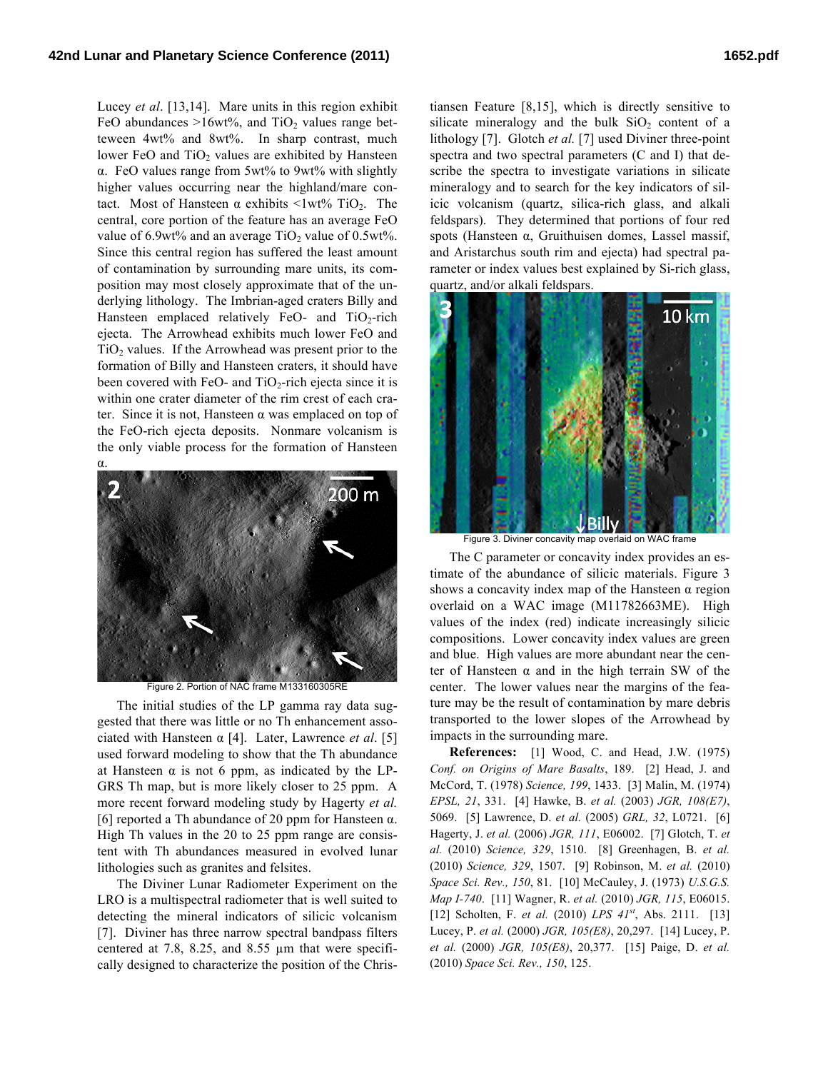Lucey *et al*. [13,14]. Mare units in this region exhibit FeO abundances >16wt%, and $TiO_2$ values range bettween 4wt% and 8wt%. In sharp contrast, much lower FeO and $TiO_2$ values are exhibited by Hansteen α. FeO values range from 5wt% to 9wt% with slightly higher values occurring near the highland/mare contact. Most of Hansteen α exhibits <1wt% $TiO_2$. The central, core portion of the feature has an average FeO value of 6.9wt% and an average $TiO_2$ value of 0.5wt%. Since this central region has suffered the least amount of contamination by surrounding mare units, its composition may most closely approximate that of the underlying lithology. The Imbrian-aged craters Billy and Hansteen emplaced relatively FeO- and $TiO_2$-rich ejecta. The Arrowhead exhibits much lower FeO and $TiO_2$ values. If the Arrowhead was present prior to the formation of Billy and Hansteen craters, it should have been covered with FeO- and $TiO_2$-rich ejecta since it is within one crater diameter of the rim crest of each crater. Since it is not, Hansteen α was emplaced on top of the FeO-rich ejecta deposits. Nonmare volcanism is the only viable process for the formation of Hansteen α.

Figure 2. Portion of NAC frame M133160305RE

The initial studies of the LP gamma ray data suggested that there was little or no Th enhancement associated with Hansteen α [4]. Later, Lawrence *et al*. [5] used forward modeling to show that the Th abundance at Hansteen α is not 6 ppm, as indicated by the LP-GRS Th map, but is more likely closer to 25 ppm. A more recent forward modeling study by Hagerty *et al.* [6] reported a Th abundance of 20 ppm for Hansteen α. High Th values in the 20 to 25 ppm range are consistent with Th abundances measured in evolved lunar lithologies such as granites and felsites.

The Diviner Lunar Radiometer Experiment on the LRO is a multispectral radiometer that is well suited to detecting the mineral indicators of silicic volcanism [7]. Diviner has three narrow spectral bandpass filters centered at 7.8, 8.25, and 8.55 µm that were specifically designed to characterize the position of the Christiansen Feature [8,15], which is directly sensitive to silicate mineralogy and the bulk $SiO_2$ content of a lithology [7]. Glotch *et al.* [7] used Diviner three-point spectra and two spectral parameters (C and I) that describe the spectra to investigate variations in silicate mineralogy and to search for the key indicators of silicic volcanism (quartz, silica-rich glass, and alkali feldspars). They determined that portions of four red spots (Hansteen α, Gruithuisen domes, Lassel massif, and Aristarchus south rim and ejecta) had spectral parameter or index values best explained by Si-rich glass, quartz, and/or alkali feldspars.

Figure 3. Diviner concavity map overlaid on WAC frame

The C parameter or concavity index provides an estimate of the abundance of silicic materials. Figure 3 shows a concavity index map of the Hansteen α region overlaid on a WAC image (M11782663ME). High values of the index (red) indicate increasingly silicic compositions. Lower concavity index values are green and blue. High values are more abundant near the center of Hansteen α and in the high terrain SW of the center. The lower values near the margins of the feature may be the result of contamination by mare debris transported to the lower slopes of the Arrowhead by impacts in the surrounding mare.

**References:** [1] Wood, C. and Head, J.W. (1975) *Conf. on Origins of Mare Basalts*, 189. [2] Head, J. and McCord, T. (1978) *Science, 199*, 1433. [3] Malin, M. (1974) *EPSL, 21*, 331. [4] Hawke, B. *et al.* (2003) *JGR, 108(E7)*, 5069. [5] Lawrence, D. *et al.* (2005) *GRL, 32*, L0721. [6] Hagerty, J. *et al.* (2006) *JGR, 111*, E06002. [7] Glotch, T. *et al.* (2010) *Science, 329*, 1510. [8] Greenhagen, B. *et al.* (2010) *Science, 329*, 1507. [9] Robinson, M. *et al.* (2010) *Space Sci. Rev., 150*, 81. [10] McCauley, J. (1973) *U.S.G.S. Map I-740*. [11] Wagner, R. *et al.* (2010) *JGR, 115*, E06015. [12] Scholten, F. *et al.* (2010) *LPS 41st*, Abs. 2111. [13] Lucey, P. *et al.* (2000) *JGR, 105(E8)*, 20,297. [14] Lucey, P. *et al.* (2000) *JGR, 105(E8)*, 20,377. [15] Paige, D. *et al.* (2010) *Space Sci. Rev., 150*, 125.